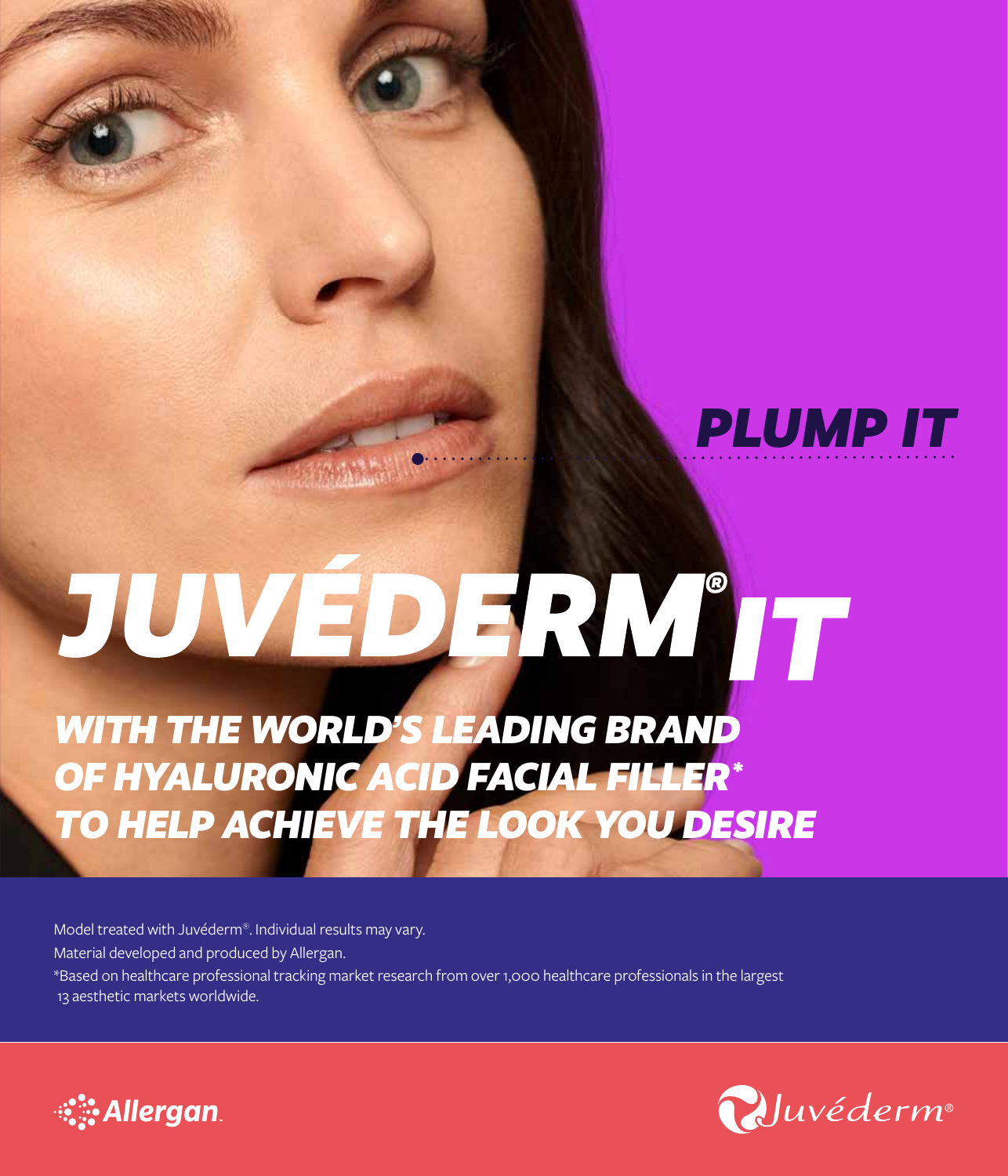PLUMP IT

# JUVÉDERM® IT

## WITH THE WORLD'S LEADING BRAND OF HYALURONIC ACID FACIAL FILLER* TO HELP ACHIEVE THE LOOK YOU DESIRE

Model treated with Juvéderm®. Individual results may vary.

Material developed and produced by Allergan.

*Based on healthcare professional tracking market research from over 1,000 healthcare professionals in the largest 13 aesthetic markets worldwide.

Allergan.

Juvéderm®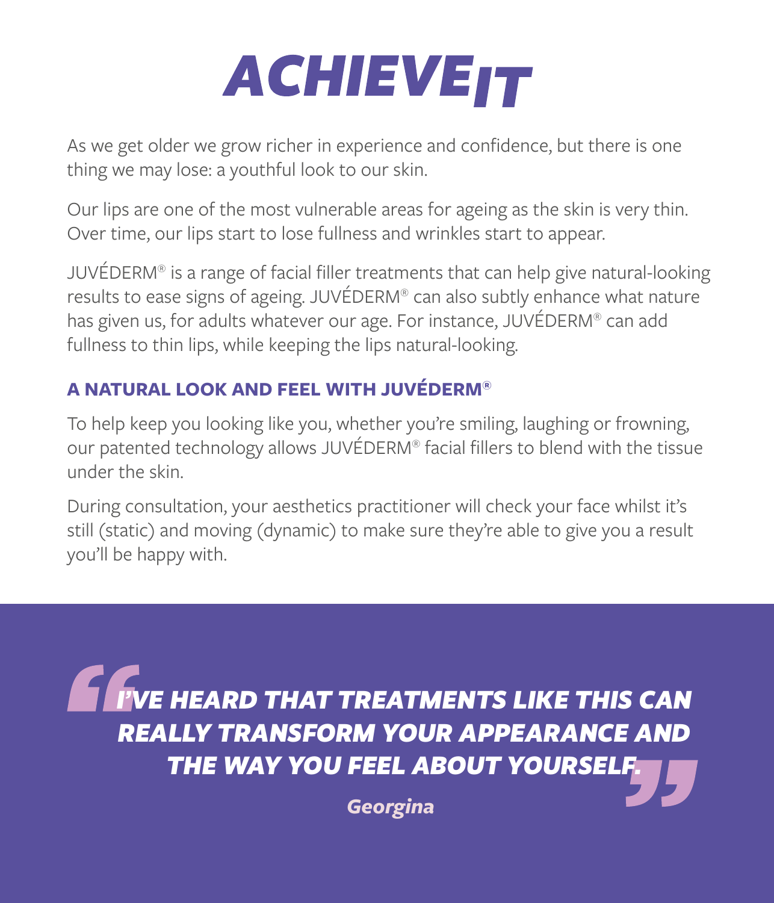# ACHIEVE IT

As we get older we grow richer in experience and confidence, but there is one thing we may lose: a youthful look to our skin.

Our lips are one of the most vulnerable areas for ageing as the skin is very thin. Over time, our lips start to lose fullness and wrinkles start to appear.

JUVÉDERM® is a range of facial filler treatments that can help give natural-looking results to ease signs of ageing. JUVÉDERM® can also subtly enhance what nature has given us, for adults whatever our age. For instance, JUVÉDERM® can add fullness to thin lips, while keeping the lips natural-looking.

## A NATURAL LOOK AND FEEL WITH JUVÉDERM®

To help keep you looking like you, whether you're smiling, laughing or frowning, our patented technology allows JUVÉDERM® facial fillers to blend with the tissue under the skin.

During consultation, your aesthetics practitioner will check your face whilst it's still (static) and moving (dynamic) to make sure they're able to give you a result you'll be happy with.

> ***"I'VE HEARD THAT TREATMENTS LIKE THIS CAN REALLY TRANSFORM YOUR APPEARANCE AND THE WAY YOU FEEL ABOUT YOURSELF."***
>
> ***Georgina***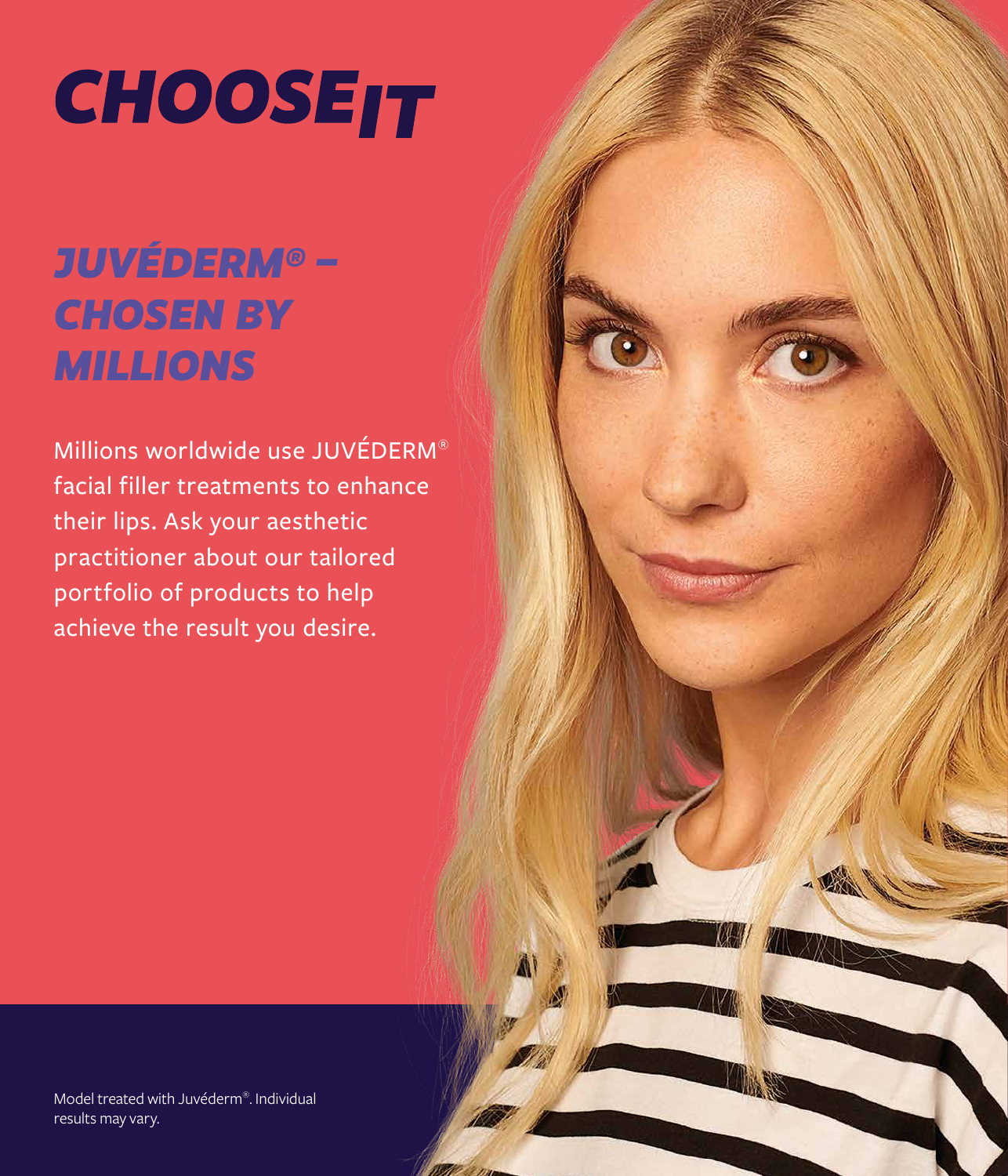# CHOOSE IT

## *JUVÉDERM® – CHOSEN BY MILLIONS*

Millions worldwide use JUVÉDERM® facial filler treatments to enhance their lips. Ask your aesthetic practitioner about our tailored portfolio of products to help achieve the result you desire.

Model treated with Juvéderm®. Individual results may vary.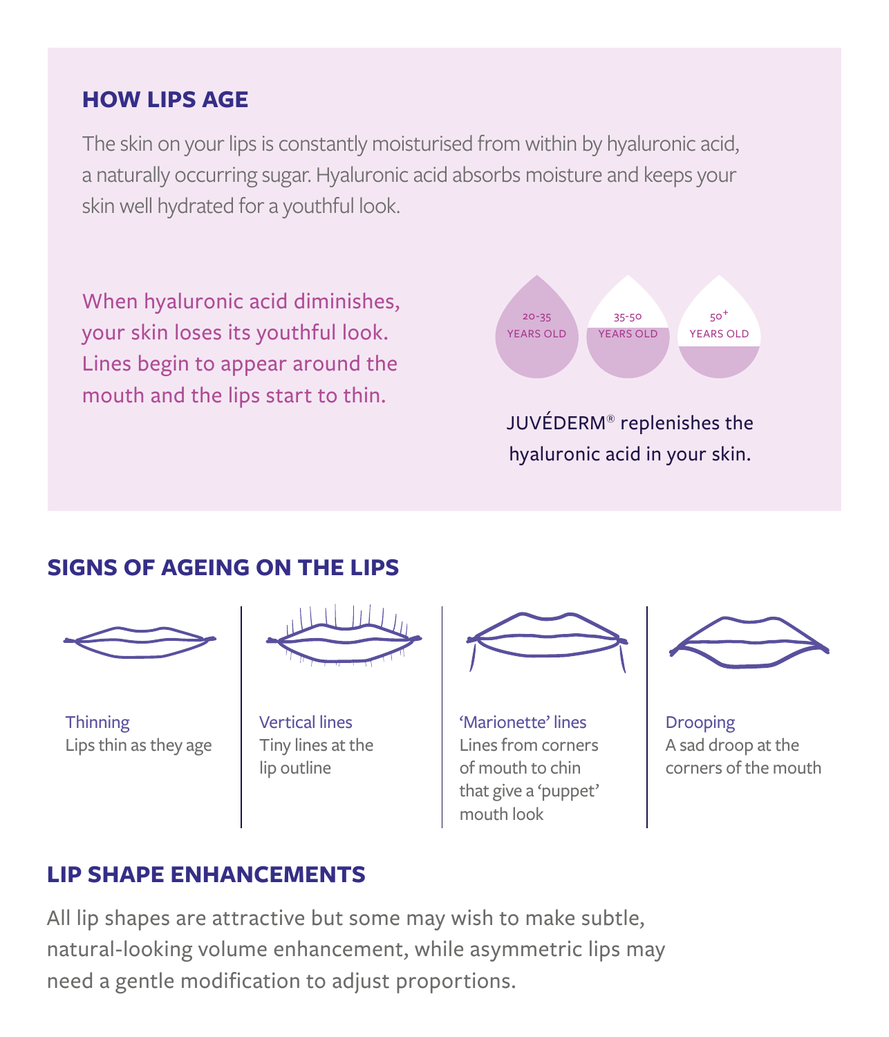## HOW LIPS AGE

The skin on your lips is constantly moisturised from within by hyaluronic acid, a naturally occurring sugar. Hyaluronic acid absorbs moisture and keeps your skin well hydrated for a youthful look.

When hyaluronic acid diminishes, your skin loses its youthful look. Lines begin to appear around the mouth and the lips start to thin.

20-35 YEARS OLD

35-50 YEARS OLD

50+ YEARS OLD

JUVÉDERM® replenishes the hyaluronic acid in your skin.

## SIGNS OF AGEING ON THE LIPS

**Thinning**
Lips thin as they age

**Vertical lines**
Tiny lines at the lip outline

**'Marionette' lines**
Lines from corners of mouth to chin that give a 'puppet' mouth look

**Drooping**
A sad droop at the corners of the mouth

## LIP SHAPE ENHANCEMENTS

All lip shapes are attractive but some may wish to make subtle, natural-looking volume enhancement, while asymmetric lips may need a gentle modification to adjust proportions.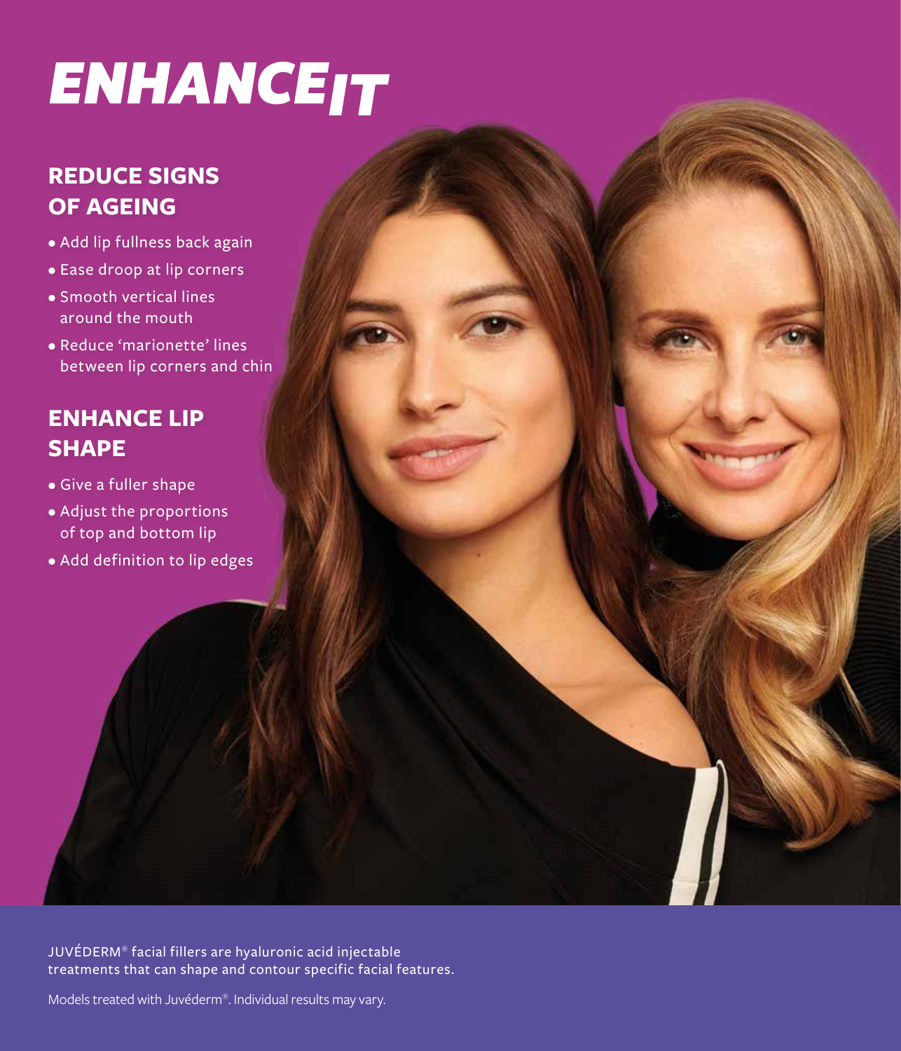# ENHANCE IT

## REDUCE SIGNS OF AGEING

- Add lip fullness back again
- Ease droop at lip corners
- Smooth vertical lines around the mouth
- Reduce 'marionette' lines between lip corners and chin

## ENHANCE LIP SHAPE

- Give a fuller shape
- Adjust the proportions of top and bottom lip
- Add definition to lip edges

JUVÉDERM® facial fillers are hyaluronic acid injectable treatments that can shape and contour specific facial features.

Models treated with Juvéderm®. Individual results may vary.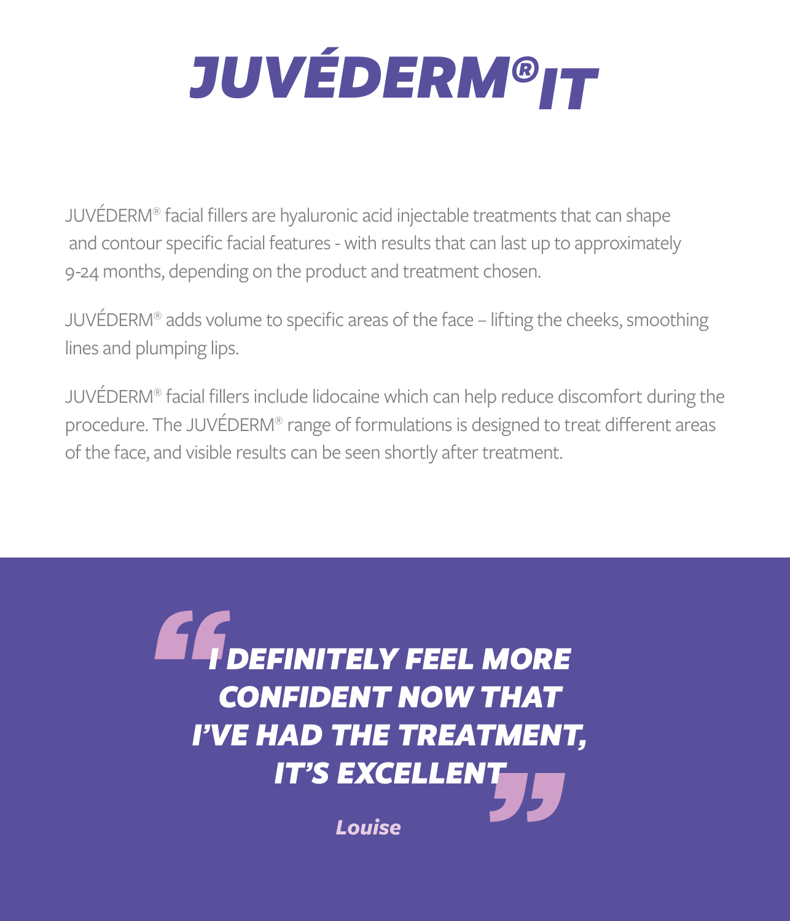# JUVÉDERM® IT

JUVÉDERM® facial fillers are hyaluronic acid injectable treatments that can shape and contour specific facial features - with results that can last up to approximately 9-24 months, depending on the product and treatment chosen.

JUVÉDERM® adds volume to specific areas of the face – lifting the cheeks, smoothing lines and plumping lips.

JUVÉDERM® facial fillers include lidocaine which can help reduce discomfort during the procedure. The JUVÉDERM® range of formulations is designed to treat different areas of the face, and visible results can be seen shortly after treatment.

> **"I DEFINITELY FEEL MORE CONFIDENT NOW THAT I'VE HAD THE TREATMENT, IT'S EXCELLENT"**
>
> *Louise*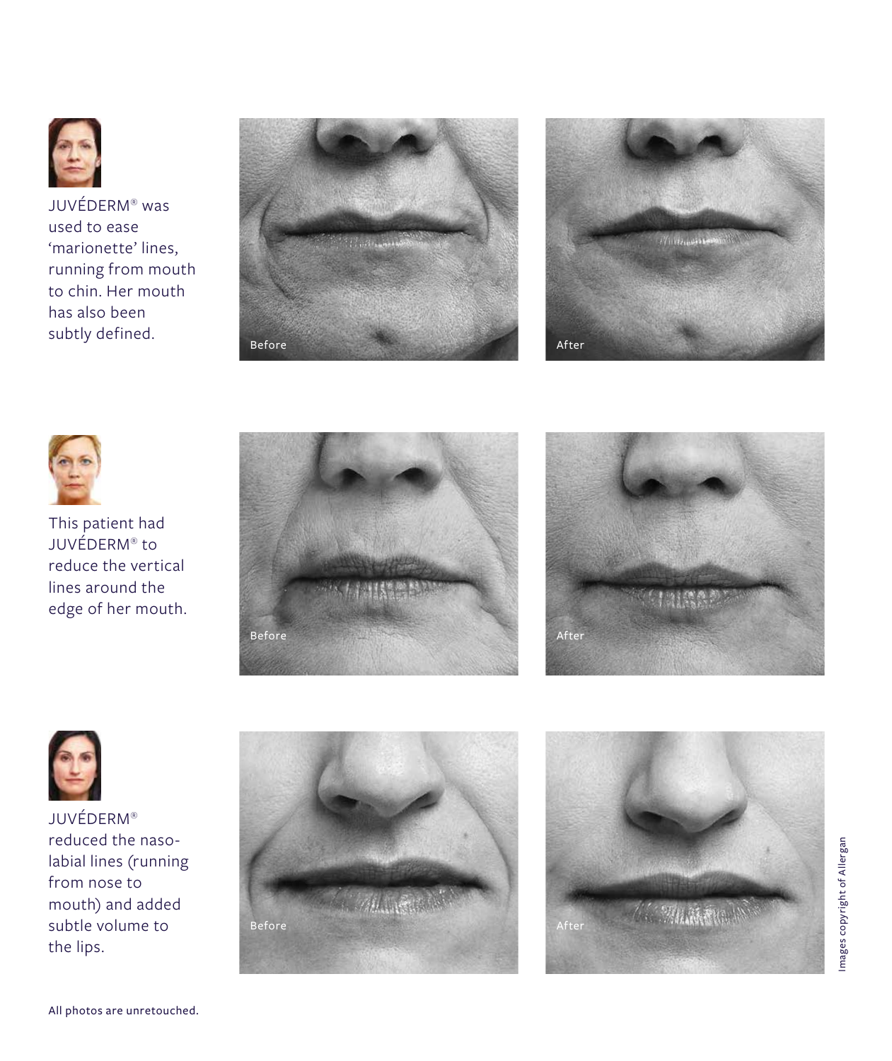JUVÉDERM® was used to ease 'marionette' lines, running from mouth to chin. Her mouth has also been subtly defined.

Before

After

This patient had JUVÉDERM® to reduce the vertical lines around the edge of her mouth.

Before

After

JUVÉDERM® reduced the naso-labial lines (running from nose to mouth) and added subtle volume to the lips.

Before

After

Images copyright of Allergan

All photos are unretouched.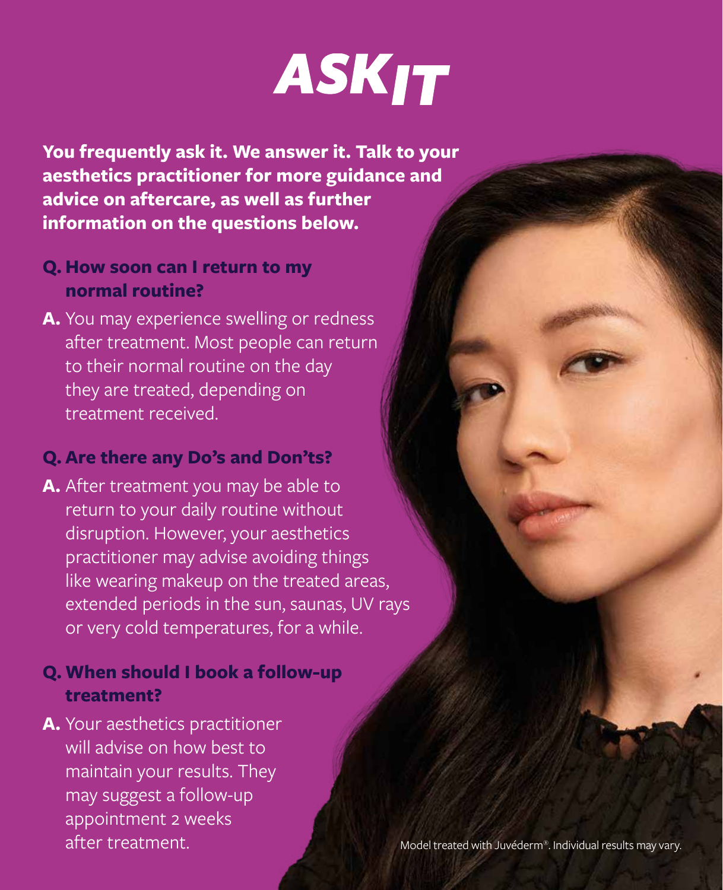# ASK IT

**You frequently ask it. We answer it. Talk to your aesthetics practitioner for more guidance and advice on aftercare, as well as further information on the questions below.**

**Q. How soon can I return to my normal routine?**

**A.** You may experience swelling or redness after treatment. Most people can return to their normal routine on the day they are treated, depending on treatment received.

**Q. Are there any Do's and Don'ts?**

**A.** After treatment you may be able to return to your daily routine without disruption. However, your aesthetics practitioner may advise avoiding things like wearing makeup on the treated areas, extended periods in the sun, saunas, UV rays or very cold temperatures, for a while.

**Q. When should I book a follow-up treatment?**

**A.** Your aesthetics practitioner will advise on how best to maintain your results. They may suggest a follow-up appointment 2 weeks after treatment.

Model treated with Juvéderm®. Individual results may vary.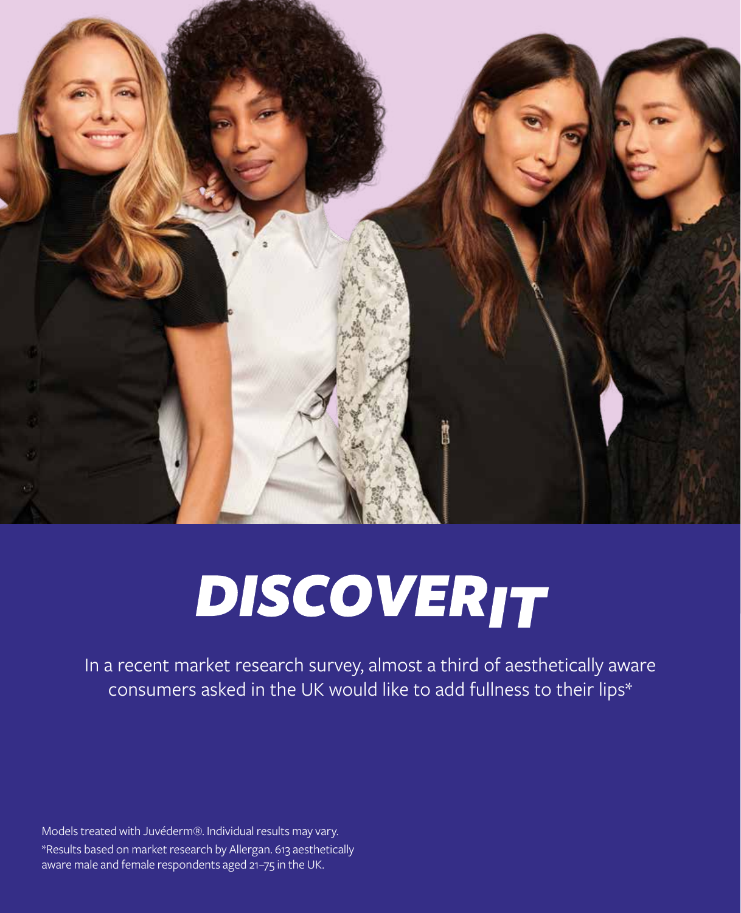# DISCOVER IT

In a recent market research survey, almost a third of aesthetically aware consumers asked in the UK would like to add fullness to their lips*

Models treated with Juvéderm®. Individual results may vary.

*Results based on market research by Allergan. 613 aesthetically aware male and female respondents aged 21–75 in the UK.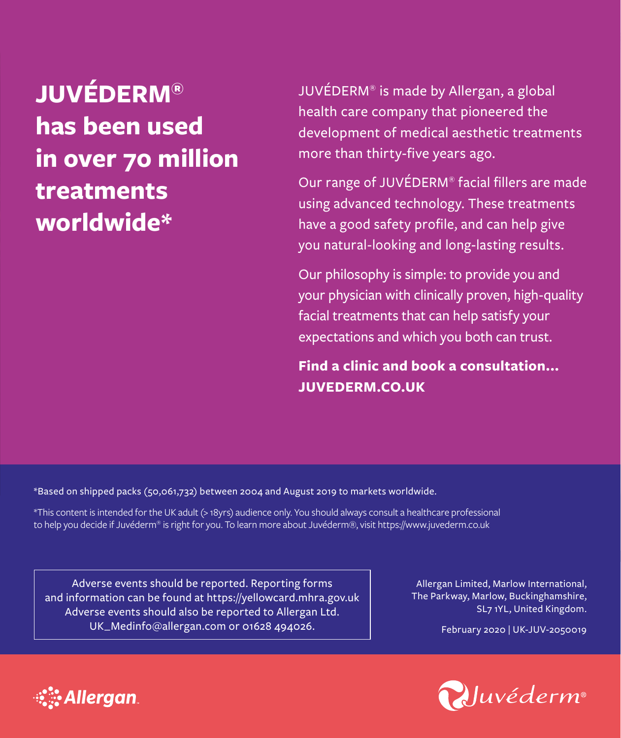# JUVÉDERM® has been used in over 70 million treatments worldwide*

JUVÉDERM® is made by Allergan, a global health care company that pioneered the development of medical aesthetic treatments more than thirty-five years ago.

Our range of JUVÉDERM® facial fillers are made using advanced technology. These treatments have a good safety profile, and can help give you natural-looking and long-lasting results.

Our philosophy is simple: to provide you and your physician with clinically proven, high-quality facial treatments that can help satisfy your expectations and which you both can trust.

**Find a clinic and book a consultation... JUVEDERM.CO.UK**

*Based on shipped packs (50,061,732) between 2004 and August 2019 to markets worldwide.

*This content is intended for the UK adult (> 18yrs) audience only. You should always consult a healthcare professional to help you decide if Juvéderm® is right for you. To learn more about Juvéderm®, visit https://www.juvederm.co.uk

Adverse events should be reported. Reporting forms and information can be found at https://yellowcard.mhra.gov.uk Adverse events should also be reported to Allergan Ltd. UK_Medinfo@allergan.com or 01628 494026.

Allergan Limited, Marlow International, The Parkway, Marlow, Buckinghamshire, SL7 1YL, United Kingdom.

February 2020 | UK-JUV-2050019

Allergan.

Juvéderm®